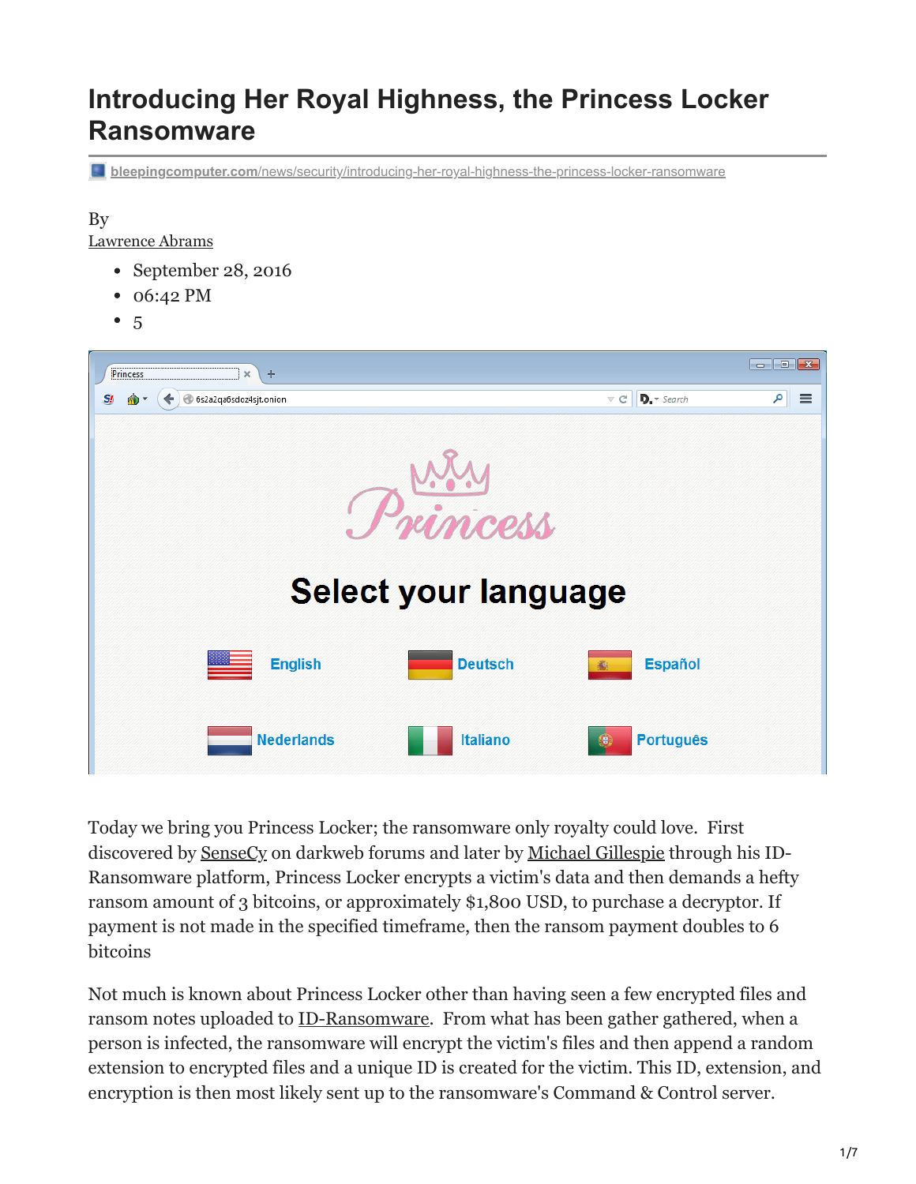# Introducing Her Royal Highness, the Princess Locker Ransomware

bleepingcomputer.com/news/security/introducing-her-royal-highness-the-princess-locker-ransomware

By
Lawrence Abrams

- September 28, 2016
- 06:42 PM
- 5

Today we bring you Princess Locker; the ransomware only royalty could love. First discovered by SenseCy on darkweb forums and later by Michael Gillespie through his ID-Ransomware platform, Princess Locker encrypts a victim's data and then demands a hefty ransom amount of 3 bitcoins, or approximately $1,800 USD, to purchase a decryptor. If payment is not made in the specified timeframe, then the ransom payment doubles to 6 bitcoins

Not much is known about Princess Locker other than having seen a few encrypted files and ransom notes uploaded to ID-Ransomware. From what has been gather gathered, when a person is infected, the ransomware will encrypt the victim's files and then append a random extension to encrypted files and a unique ID is created for the victim. This ID, extension, and encryption is then most likely sent up to the ransomware's Command & Control server.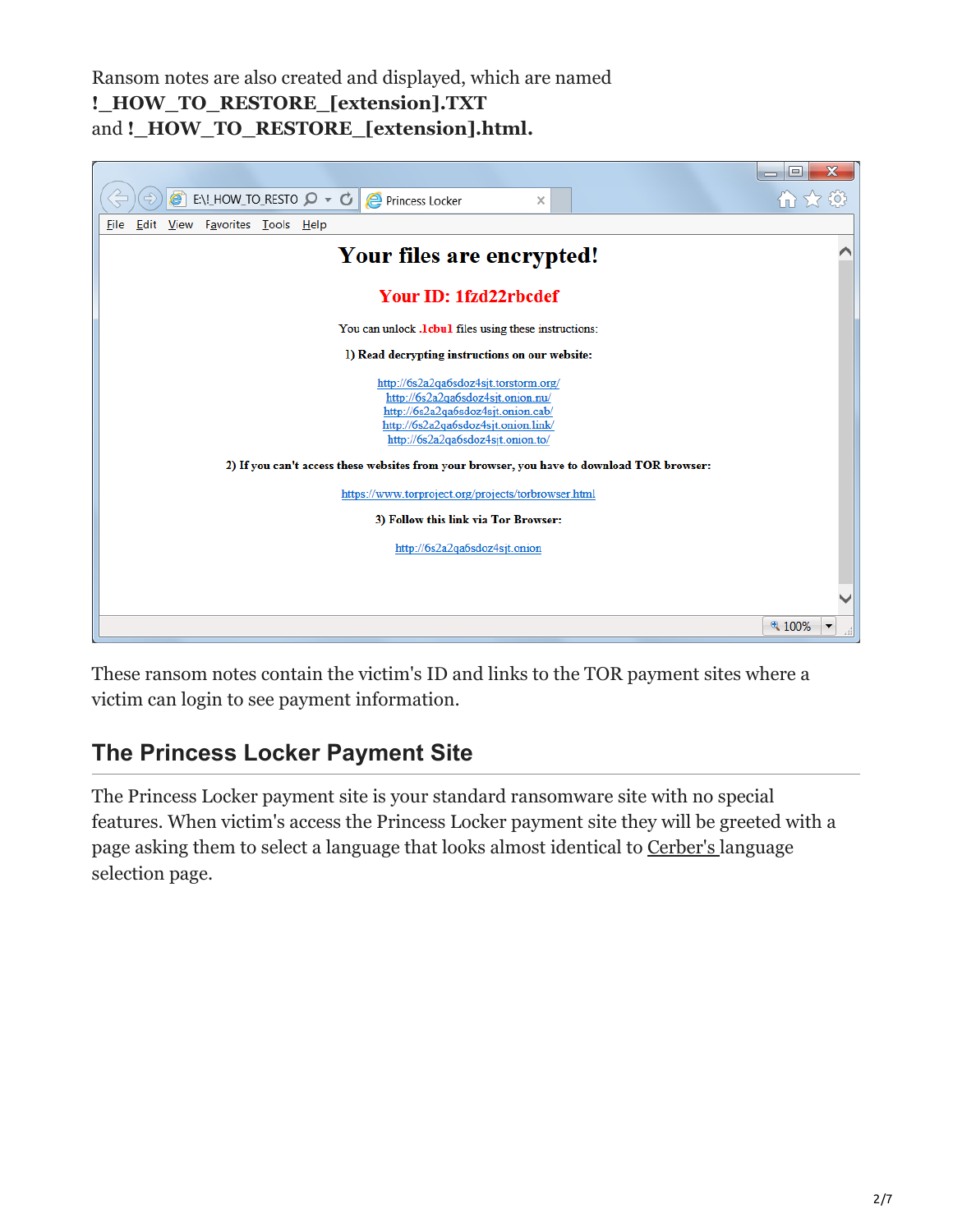Ransom notes are also created and displayed, which are named **!_HOW_TO_RESTORE_[extension].TXT** and **!_HOW_TO_RESTORE_[extension].html.**

Your files are encrypted!

Your ID: 1fzd22rbcdef

You can unlock .1cbu1 files using these instructions:

1) Read decrypting instructions on our website:

http://6s2a2qa6sdoz4sjt.torstorm.org/
http://6s2a2qa6sdoz4sjt.onion.nu/
http://6s2a2qa6sdoz4sjt.onion.cab/
http://6s2a2qa6sdoz4sjt.onion.link/
http://6s2a2qa6sdoz4sjt.onion.to/

2) If you can't access these websites from your browser, you have to download TOR browser:

https://www.torproject.org/projects/torbrowser.html

3) Follow this link via Tor Browser:

http://6s2a2qa6sdoz4sjt.onion

These ransom notes contain the victim's ID and links to the TOR payment sites where a victim can login to see payment information.

## The Princess Locker Payment Site

The Princess Locker payment site is your standard ransomware site with no special features. When victim's access the Princess Locker payment site they will be greeted with a page asking them to select a language that looks almost identical to Cerber's language selection page.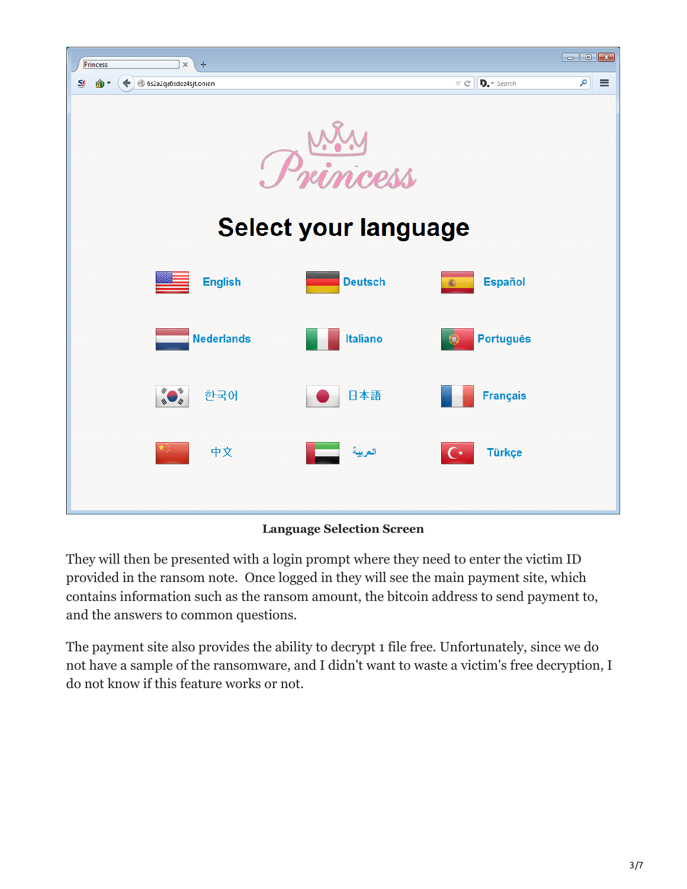**Language Selection Screen**

They will then be presented with a login prompt where they need to enter the victim ID provided in the ransom note. Once logged in they will see the main payment site, which contains information such as the ransom amount, the bitcoin address to send payment to, and the answers to common questions.

The payment site also provides the ability to decrypt 1 file free. Unfortunately, since we do not have a sample of the ransomware, and I didn't want to waste a victim's free decryption, I do not know if this feature works or not.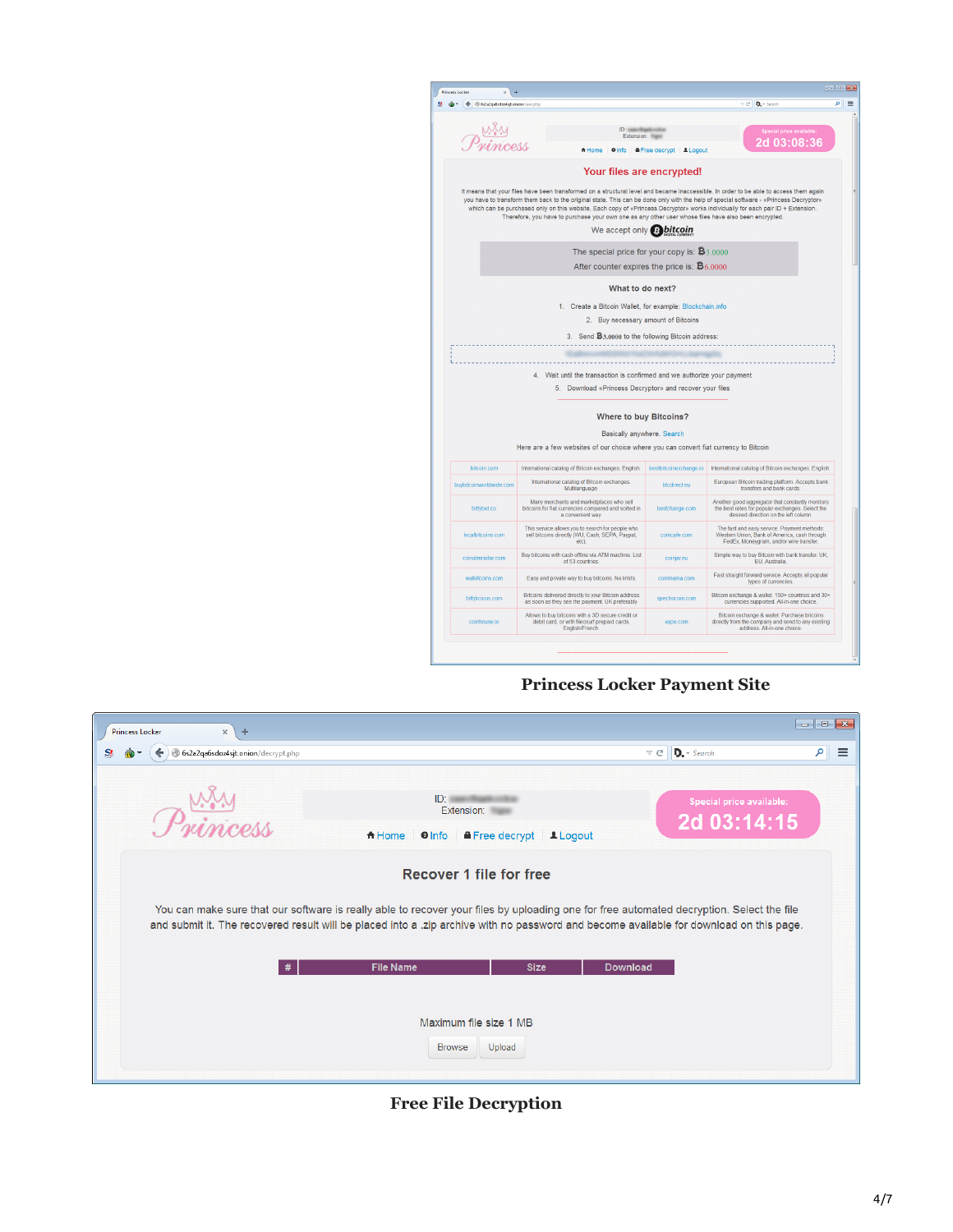# Your files are encrypted!

It means that your files have been transformed on a structural level and became inaccessible. In order to be able to access them again you have to transform them back to the original state. This can be done only with the help of special software - «Princess Decryptor» which can be purchased only on this website. Each copy of «Princess Decryptor» works individually for each pair ID + Extension. Therefore, you have to purchase your own one as any other user whose files have also been encrypted.

We accept only bitcoin

The special price for your copy is: Ƀ3.0000

After counter expires the price is: Ƀ6.0000

**What to do next?**

1. Create a Bitcoin Wallet, for example: Blockchain.info
2. Buy necessary amount of Bitcoins
3. Send Ƀ3.0000 to the following Bitcoin address:
4. Wait until the transaction is confirmed and we authorize your payment
5. Download «Princess Decryptor» and recover your files

**Where to buy Bitcoins?**

Basically anywhere. Search

Here are a few websites of our choice where you can convert fiat currency to Bitcoin

| | | | |
|---|---|---|---|
| bitcoin.com | International catalog of Bitcoin exchanges. English | bestbitcoinexchange.io | International catalog of Bitcoin exchanges. English |
| buybitcoinworldwide.com | International catalog of Bitcoin exchanges. Multilanguage | bitcdirect.eu | European Bitcoin trading platform. Accepts bank transfers and bank cards. |
| bittybot.co | Many merchants and marketplaces who sell bitcoins for fiat currencies compared and sorted in a convenient way | bestchange.com | Another good aggregator that constantly monitors the best rates for popular exchanges. Select the desired direction on the left column. |
| localbitcoins.com | This service allows you to search for people who sell bitcoins directly (WU, Cash, SEPA, Paypal, etc) | coincafe.com | The fast and easy service. Payment methods: Western Union, Bank of America, cash through FedEx, Moneygram, and/or wire transfer. |
| coinatmradar.com | Buy bitcoins with cash offline via ATM machine. List of 53 countries | coinjar.eu | Simple way to buy Bitcoin with bank transfer. UK, EU, Australia. |
| walletcoins.com | Easy and private way to buy bitcoins. No limits | coinmama.com | Fast straight forward service. Accepts all popular types of currencies. |
| bittylicious.com | Bitcoins delivered directly to your Bitcoin address as soon as they see the payment. UK preferably | spectrocoin.com | Bitcoin exchange & wallet. 150+ countries and 30+ currencies supported. All-in-one choice. |
| coinhouse.io | Allows to buy bitcoins with a 3D secure credit or debit card, or with Neosurf prepaid cards. English/French | xapo.com | Bitcoin exchange & wallet. Purchase bitcoins directly from the company and send to any existing address. All-in-one choice. |

**Princess Locker Payment Site**

# Recover 1 file for free

You can make sure that our software is really able to recover your files by uploading one for free automated decryption. Select the file and submit it. The recovered result will be placed into a .zip archive with no password and become available for download on this page.

| # | File Name | Size | Download |
|---|---|---|---|

Maximum file size 1 MB

Browse Upload

**Free File Decryption**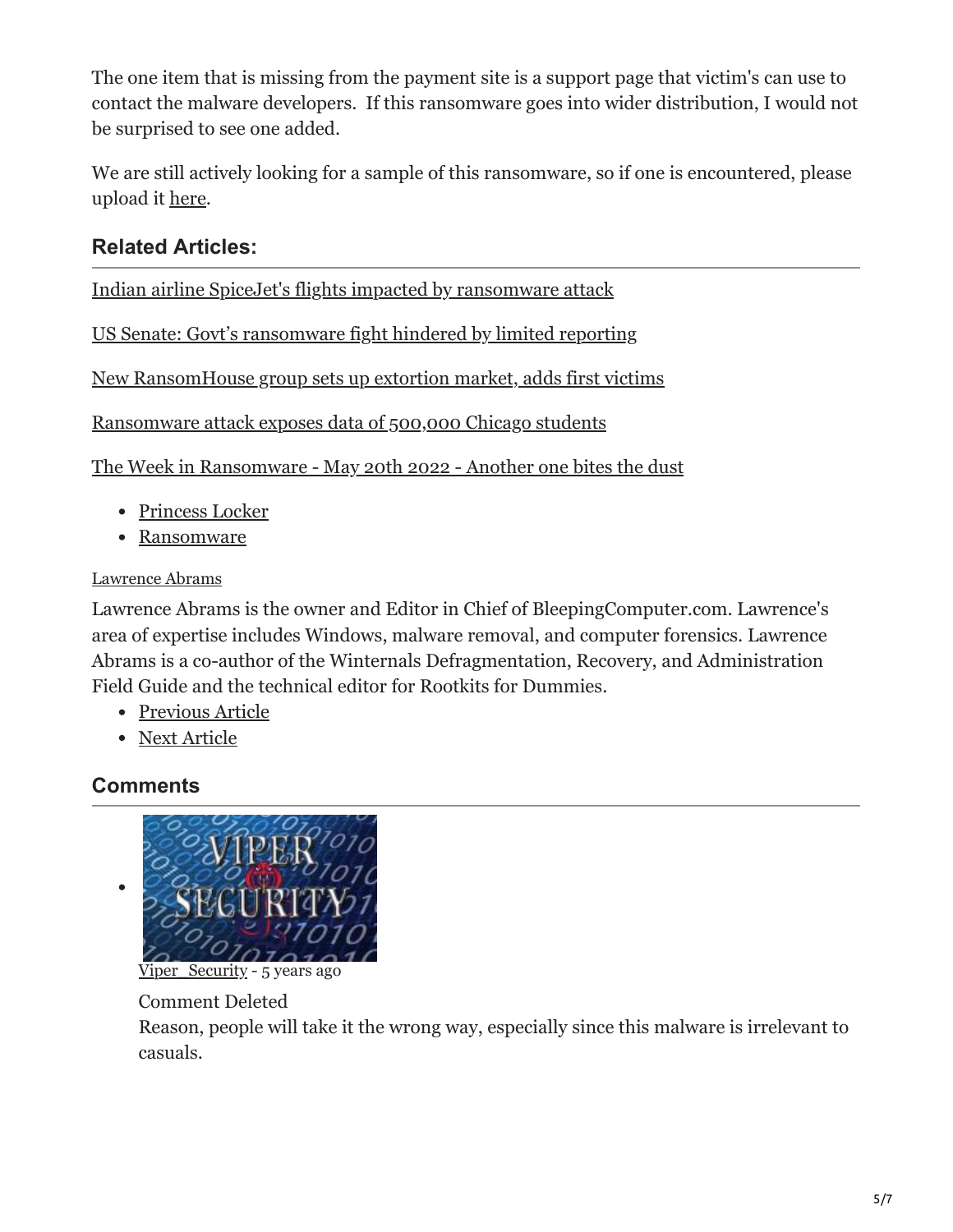The one item that is missing from the payment site is a support page that victim's can use to contact the malware developers. If this ransomware goes into wider distribution, I would not be surprised to see one added.

We are still actively looking for a sample of this ransomware, so if one is encountered, please upload it here.

## Related Articles:

Indian airline SpiceJet's flights impacted by ransomware attack

US Senate: Govt's ransomware fight hindered by limited reporting

New RansomHouse group sets up extortion market, adds first victims

Ransomware attack exposes data of 500,000 Chicago students

The Week in Ransomware - May 20th 2022 - Another one bites the dust

- Princess Locker
- Ransomware

Lawrence Abrams

Lawrence Abrams is the owner and Editor in Chief of BleepingComputer.com. Lawrence's area of expertise includes Windows, malware removal, and computer forensics. Lawrence Abrams is a co-author of the Winternals Defragmentation, Recovery, and Administration Field Guide and the technical editor for Rootkits for Dummies.

- Previous Article
- Next Article

## Comments

- Viper_Security - 5 years ago

  Comment Deleted
  Reason, people will take it the wrong way, especially since this malware is irrelevant to casuals.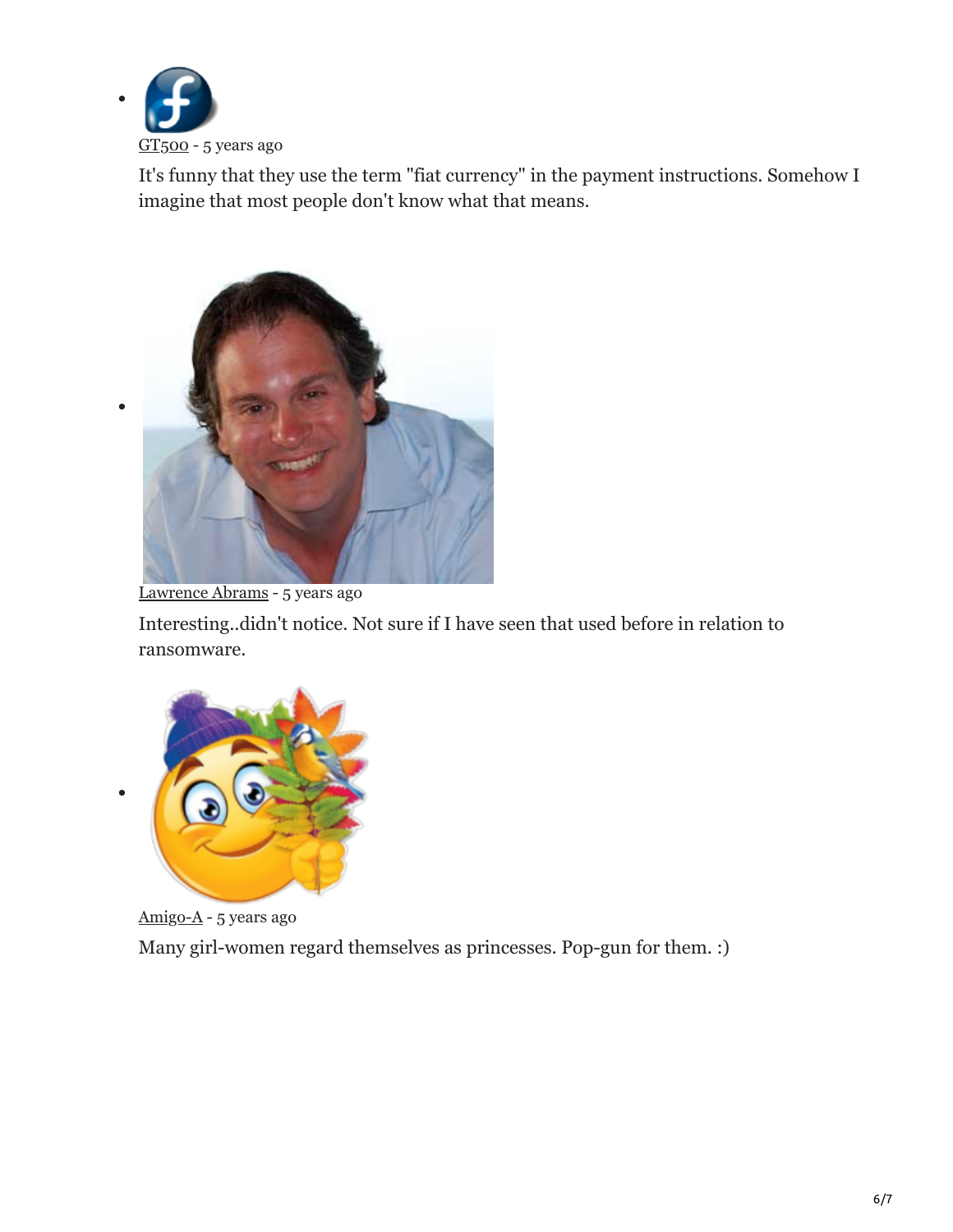- GT500 - 5 years ago

  It's funny that they use the term "fiat currency" in the payment instructions. Somehow I imagine that most people don't know what that means.

- Lawrence Abrams - 5 years ago

  Interesting..didn't notice. Not sure if I have seen that used before in relation to ransomware.

- Amigo-A - 5 years ago

  Many girl-women regard themselves as princesses. Pop-gun for them. :)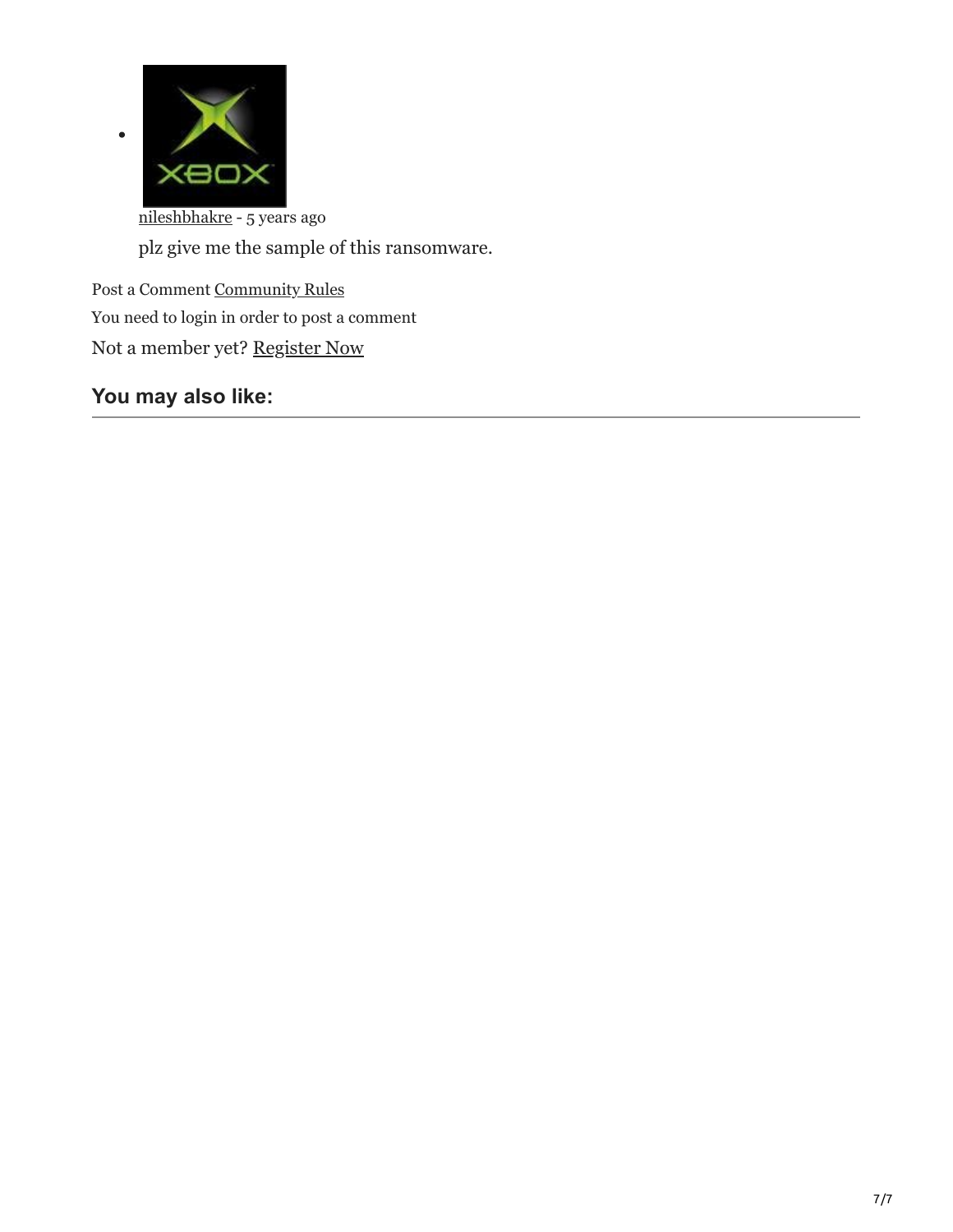- nileshbhakre - 5 years ago

  plz give me the sample of this ransomware.

Post a Comment Community Rules

You need to login in order to post a comment

Not a member yet? Register Now

## You may also like: